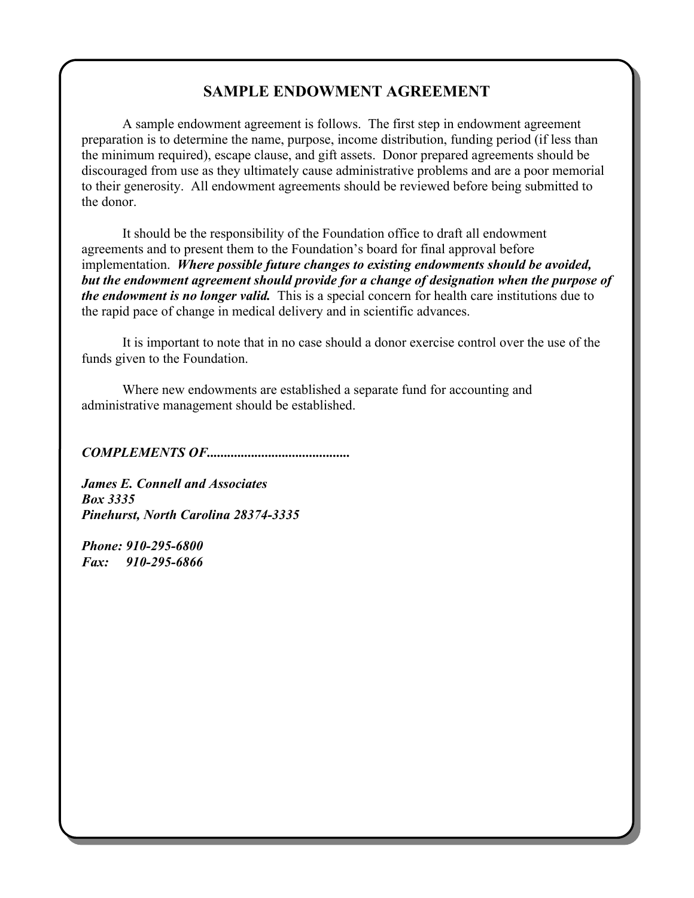# SAMPLE ENDOWMENT AGREEMENT

A sample endowment agreement is follows. The first step in endowment agreement preparation is to determine the name, purpose, income distribution, funding period (if less than the minimum required), escape clause, and gift assets. Donor prepared agreements should be discouraged from use as they ultimately cause administrative problems and are a poor memorial to their generosity. All endowment agreements should be reviewed before being submitted to the donor.

It should be the responsibility of the Foundation office to draft all endowment agreements and to present them to the Foundation's board for final approval before implementation. ***Where possible future changes to existing endowments should be avoided, but the endowment agreement should provide for a change of designation when the purpose of the endowment is no longer valid.*** This is a special concern for health care institutions due to the rapid pace of change in medical delivery and in scientific advances.

It is important to note that in no case should a donor exercise control over the use of the funds given to the Foundation.

Where new endowments are established a separate fund for accounting and administrative management should be established.

***COMPLEMENTS OF..........................................***

***James E. Connell and Associates***
***Box 3335***
***Pinehurst, North Carolina 28374-3335***

***Phone: 910-295-6800***
***Fax: 910-295-6866***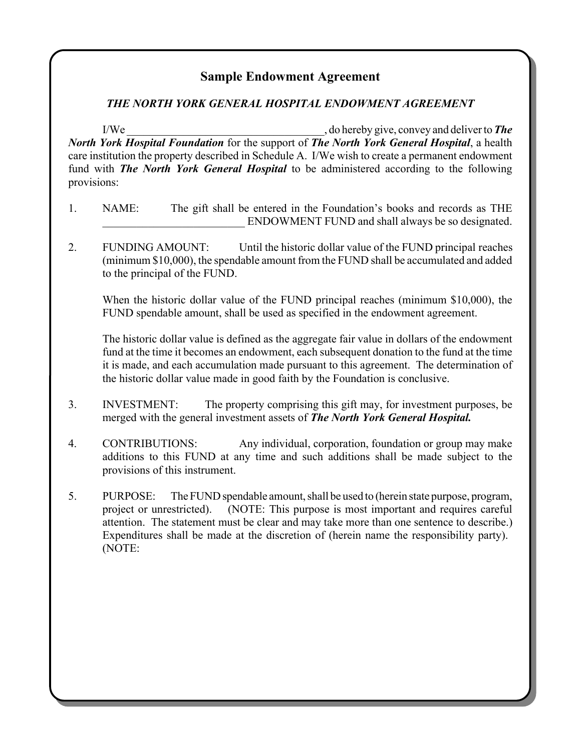## Sample Endowment Agreement

### *THE NORTH YORK GENERAL HOSPITAL ENDOWMENT AGREEMENT*

I/We ____________________________________, do hereby give, convey and deliver to ***The North York Hospital Foundation*** for the support of ***The North York General Hospital***, a health care institution the property described in Schedule A. I/We wish to create a permanent endowment fund with ***The North York General Hospital*** to be administered according to the following provisions:

1. NAME: The gift shall be entered in the Foundation's books and records as THE __________________________ ENDOWMENT FUND and shall always be so designated.

2. FUNDING AMOUNT: Until the historic dollar value of the FUND principal reaches (minimum $10,000), the spendable amount from the FUND shall be accumulated and added to the principal of the FUND.

   When the historic dollar value of the FUND principal reaches (minimum $10,000), the FUND spendable amount, shall be used as specified in the endowment agreement.

   The historic dollar value is defined as the aggregate fair value in dollars of the endowment fund at the time it becomes an endowment, each subsequent donation to the fund at the time it is made, and each accumulation made pursuant to this agreement. The determination of the historic dollar value made in good faith by the Foundation is conclusive.

3. INVESTMENT: The property comprising this gift may, for investment purposes, be merged with the general investment assets of ***The North York General Hospital.***

4. CONTRIBUTIONS: Any individual, corporation, foundation or group may make additions to this FUND at any time and such additions shall be made subject to the provisions of this instrument.

5. PURPOSE: The FUND spendable amount, shall be used to (herein state purpose, program, project or unrestricted). (NOTE: This purpose is most important and requires careful attention. The statement must be clear and may take more than one sentence to describe.) Expenditures shall be made at the discretion of (herein name the responsibility party). (NOTE: